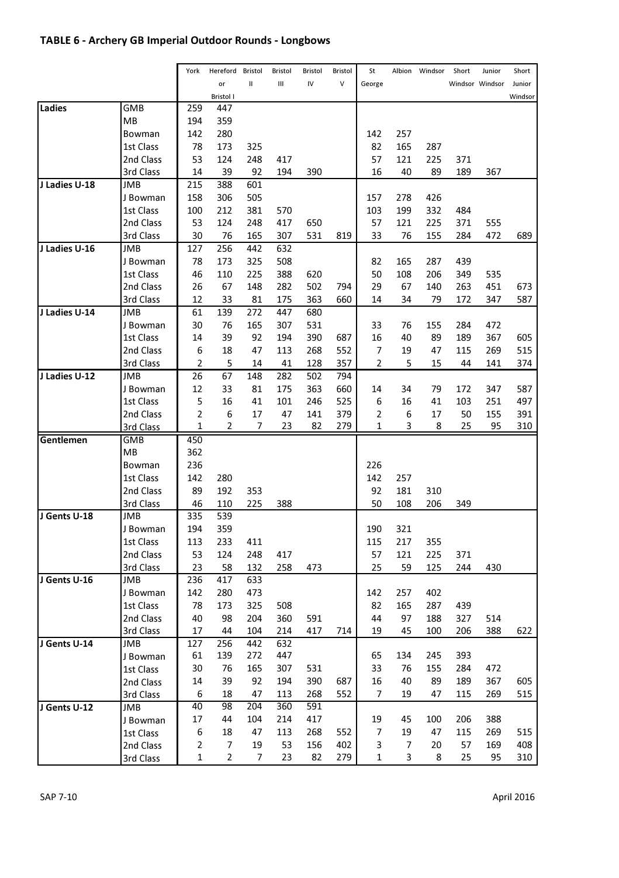## TABLE 6 - Archery GB Imperial Outdoor Rounds - Longbows

| | | York | Hereford or Bristol I | Bristol II | Bristol III | Bristol IV | Bristol V | St George | Albion | Windsor | Short Windsor | Junior Windsor | Short Junior Windsor |
|---|---|---|---|---|---|---|---|---|---|---|---|---|---|
| **Ladies** | GMB | 259 | 447 | | | | | | | | | | |
| | MB | 194 | 359 | | | | | | | | | | |
| | Bowman | 142 | 280 | | | | | 142 | 257 | | | | |
| | 1st Class | 78 | 173 | 325 | | | | 82 | 165 | 287 | | | |
| | 2nd Class | 53 | 124 | 248 | 417 | | | 57 | 121 | 225 | 371 | | |
| | 3rd Class | 14 | 39 | 92 | 194 | 390 | | 16 | 40 | 89 | 189 | 367 | |
| **J Ladies U-18** | JMB | 215 | 388 | 601 | | | | | | | | | |
| | J Bowman | 158 | 306 | 505 | | | | 157 | 278 | 426 | | | |
| | 1st Class | 100 | 212 | 381 | 570 | | | 103 | 199 | 332 | 484 | | |
| | 2nd Class | 53 | 124 | 248 | 417 | 650 | | 57 | 121 | 225 | 371 | 555 | |
| | 3rd Class | 30 | 76 | 165 | 307 | 531 | 819 | 33 | 76 | 155 | 284 | 472 | 689 |
| **J Ladies U-16** | JMB | 127 | 256 | 442 | 632 | | | | | | | | |
| | J Bowman | 78 | 173 | 325 | 508 | | | 82 | 165 | 287 | 439 | | |
| | 1st Class | 46 | 110 | 225 | 388 | 620 | | 50 | 108 | 206 | 349 | 535 | |
| | 2nd Class | 26 | 67 | 148 | 282 | 502 | 794 | 29 | 67 | 140 | 263 | 451 | 673 |
| | 3rd Class | 12 | 33 | 81 | 175 | 363 | 660 | 14 | 34 | 79 | 172 | 347 | 587 |
| **J Ladies U-14** | JMB | 61 | 139 | 272 | 447 | 680 | | | | | | | |
| | J Bowman | 30 | 76 | 165 | 307 | 531 | | 33 | 76 | 155 | 284 | 472 | |
| | 1st Class | 14 | 39 | 92 | 194 | 390 | 687 | 16 | 40 | 89 | 189 | 367 | 605 |
| | 2nd Class | 6 | 18 | 47 | 113 | 268 | 552 | 7 | 19 | 47 | 115 | 269 | 515 |
| | 3rd Class | 2 | 5 | 14 | 41 | 128 | 357 | 2 | 5 | 15 | 44 | 141 | 374 |
| **J Ladies U-12** | JMB | 26 | 67 | 148 | 282 | 502 | 794 | | | | | | |
| | J Bowman | 12 | 33 | 81 | 175 | 363 | 660 | 14 | 34 | 79 | 172 | 347 | 587 |
| | 1st Class | 5 | 16 | 41 | 101 | 246 | 525 | 6 | 16 | 41 | 103 | 251 | 497 |
| | 2nd Class | 2 | 6 | 17 | 47 | 141 | 379 | 2 | 6 | 17 | 50 | 155 | 391 |
| | 3rd Class | 1 | 2 | 7 | 23 | 82 | 279 | 1 | 3 | 8 | 25 | 95 | 310 |
| **Gentlemen** | GMB | 450 | | | | | | | | | | | |
| | MB | 362 | | | | | | | | | | | |
| | Bowman | 236 | | | | | | 226 | | | | | |
| | 1st Class | 142 | 280 | | | | | 142 | 257 | | | | |
| | 2nd Class | 89 | 192 | 353 | | | | 92 | 181 | 310 | | | |
| | 3rd Class | 46 | 110 | 225 | 388 | | | 50 | 108 | 206 | 349 | | |
| **J Gents U-18** | JMB | 335 | 539 | | | | | | | | | | |
| | J Bowman | 194 | 359 | | | | | 190 | 321 | | | | |
| | 1st Class | 113 | 233 | 411 | | | | 115 | 217 | 355 | | | |
| | 2nd Class | 53 | 124 | 248 | 417 | | | 57 | 121 | 225 | 371 | | |
| | 3rd Class | 23 | 58 | 132 | 258 | 473 | | 25 | 59 | 125 | 244 | 430 | |
| **J Gents U-16** | JMB | 236 | 417 | 633 | | | | | | | | | |
| | J Bowman | 142 | 280 | 473 | | | | 142 | 257 | 402 | | | |
| | 1st Class | 78 | 173 | 325 | 508 | | | 82 | 165 | 287 | 439 | | |
| | 2nd Class | 40 | 98 | 204 | 360 | 591 | | 44 | 97 | 188 | 327 | 514 | |
| | 3rd Class | 17 | 44 | 104 | 214 | 417 | 714 | 19 | 45 | 100 | 206 | 388 | 622 |
| **J Gents U-14** | JMB | 127 | 256 | 442 | 632 | | | | | | | | |
| | J Bowman | 61 | 139 | 272 | 447 | | | 65 | 134 | 245 | 393 | | |
| | 1st Class | 30 | 76 | 165 | 307 | 531 | | 33 | 76 | 155 | 284 | 472 | |
| | 2nd Class | 14 | 39 | 92 | 194 | 390 | 687 | 16 | 40 | 89 | 189 | 367 | 605 |
| | 3rd Class | 6 | 18 | 47 | 113 | 268 | 552 | 7 | 19 | 47 | 115 | 269 | 515 |
| **J Gents U-12** | JMB | 40 | 98 | 204 | 360 | 591 | | | | | | | |
| | J Bowman | 17 | 44 | 104 | 214 | 417 | | 19 | 45 | 100 | 206 | 388 | |
| | 1st Class | 6 | 18 | 47 | 113 | 268 | 552 | 7 | 19 | 47 | 115 | 269 | 515 |
| | 2nd Class | 2 | 7 | 19 | 53 | 156 | 402 | 3 | 7 | 20 | 57 | 169 | 408 |
| | 3rd Class | 1 | 2 | 7 | 23 | 82 | 279 | 1 | 3 | 8 | 25 | 95 | 310 |

SAP 7-10

April 2016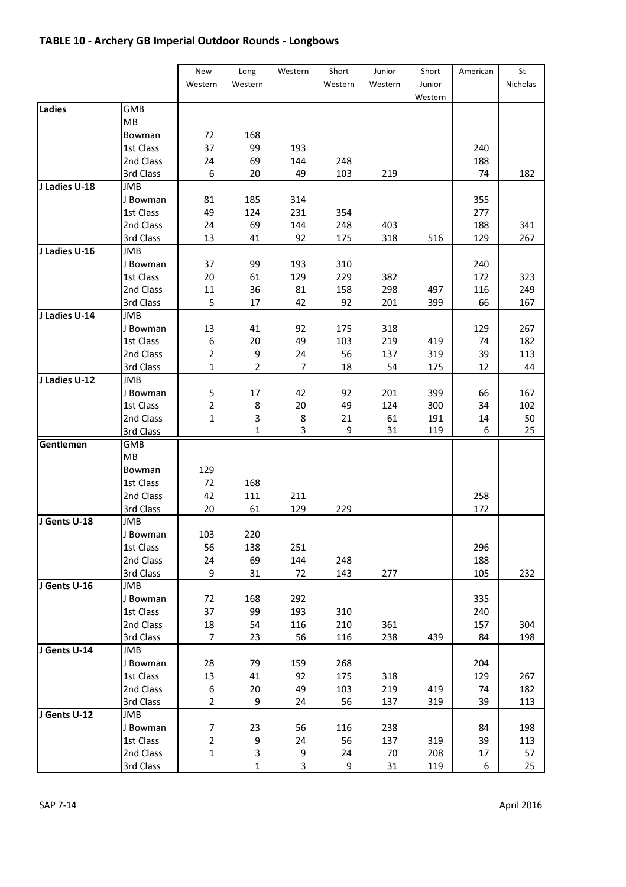## TABLE 10 - Archery GB Imperial Outdoor Rounds - Longbows

| | | New Western | Long Western | Western | Short Western | Junior Western | Short Junior Western | American | St Nicholas |
|---|---|---|---|---|---|---|---|---|---|
| **Ladies** | GMB | | | | | | | | |
| | MB | | | | | | | | |
| | Bowman | 72 | 168 | | | | | | |
| | 1st Class | 37 | 99 | 193 | | | | 240 | |
| | 2nd Class | 24 | 69 | 144 | 248 | | | 188 | |
| | 3rd Class | 6 | 20 | 49 | 103 | 219 | | 74 | 182 |
| **J Ladies U-18** | JMB | | | | | | | | |
| | J Bowman | 81 | 185 | 314 | | | | 355 | |
| | 1st Class | 49 | 124 | 231 | 354 | | | 277 | |
| | 2nd Class | 24 | 69 | 144 | 248 | 403 | | 188 | 341 |
| | 3rd Class | 13 | 41 | 92 | 175 | 318 | 516 | 129 | 267 |
| **J Ladies U-16** | JMB | | | | | | | | |
| | J Bowman | 37 | 99 | 193 | 310 | | | 240 | |
| | 1st Class | 20 | 61 | 129 | 229 | 382 | | 172 | 323 |
| | 2nd Class | 11 | 36 | 81 | 158 | 298 | 497 | 116 | 249 |
| | 3rd Class | 5 | 17 | 42 | 92 | 201 | 399 | 66 | 167 |
| **J Ladies U-14** | JMB | | | | | | | | |
| | J Bowman | 13 | 41 | 92 | 175 | 318 | | 129 | 267 |
| | 1st Class | 6 | 20 | 49 | 103 | 219 | 419 | 74 | 182 |
| | 2nd Class | 2 | 9 | 24 | 56 | 137 | 319 | 39 | 113 |
| | 3rd Class | 1 | 2 | 7 | 18 | 54 | 175 | 12 | 44 |
| **J Ladies U-12** | JMB | | | | | | | | |
| | J Bowman | 5 | 17 | 42 | 92 | 201 | 399 | 66 | 167 |
| | 1st Class | 2 | 8 | 20 | 49 | 124 | 300 | 34 | 102 |
| | 2nd Class | 1 | 3 | 8 | 21 | 61 | 191 | 14 | 50 |
| | 3rd Class | | 1 | 3 | 9 | 31 | 119 | 6 | 25 |
| **Gentlemen** | GMB | | | | | | | | |
| | MB | | | | | | | | |
| | Bowman | 129 | | | | | | | |
| | 1st Class | 72 | 168 | | | | | | |
| | 2nd Class | 42 | 111 | 211 | | | | 258 | |
| | 3rd Class | 20 | 61 | 129 | 229 | | | 172 | |
| **J Gents U-18** | JMB | | | | | | | | |
| | J Bowman | 103 | 220 | | | | | | |
| | 1st Class | 56 | 138 | 251 | | | | 296 | |
| | 2nd Class | 24 | 69 | 144 | 248 | | | 188 | |
| | 3rd Class | 9 | 31 | 72 | 143 | 277 | | 105 | 232 |
| **J Gents U-16** | JMB | | | | | | | | |
| | J Bowman | 72 | 168 | 292 | | | | 335 | |
| | 1st Class | 37 | 99 | 193 | 310 | | | 240 | |
| | 2nd Class | 18 | 54 | 116 | 210 | 361 | | 157 | 304 |
| | 3rd Class | 7 | 23 | 56 | 116 | 238 | 439 | 84 | 198 |
| **J Gents U-14** | JMB | | | | | | | | |
| | J Bowman | 28 | 79 | 159 | 268 | | | 204 | |
| | 1st Class | 13 | 41 | 92 | 175 | 318 | | 129 | 267 |
| | 2nd Class | 6 | 20 | 49 | 103 | 219 | 419 | 74 | 182 |
| | 3rd Class | 2 | 9 | 24 | 56 | 137 | 319 | 39 | 113 |
| **J Gents U-12** | JMB | | | | | | | | |
| | J Bowman | 7 | 23 | 56 | 116 | 238 | | 84 | 198 |
| | 1st Class | 2 | 9 | 24 | 56 | 137 | 319 | 39 | 113 |
| | 2nd Class | 1 | 3 | 9 | 24 | 70 | 208 | 17 | 57 |
| | 3rd Class | | 1 | 3 | 9 | 31 | 119 | 6 | 25 |

SAP 7-14 April 2016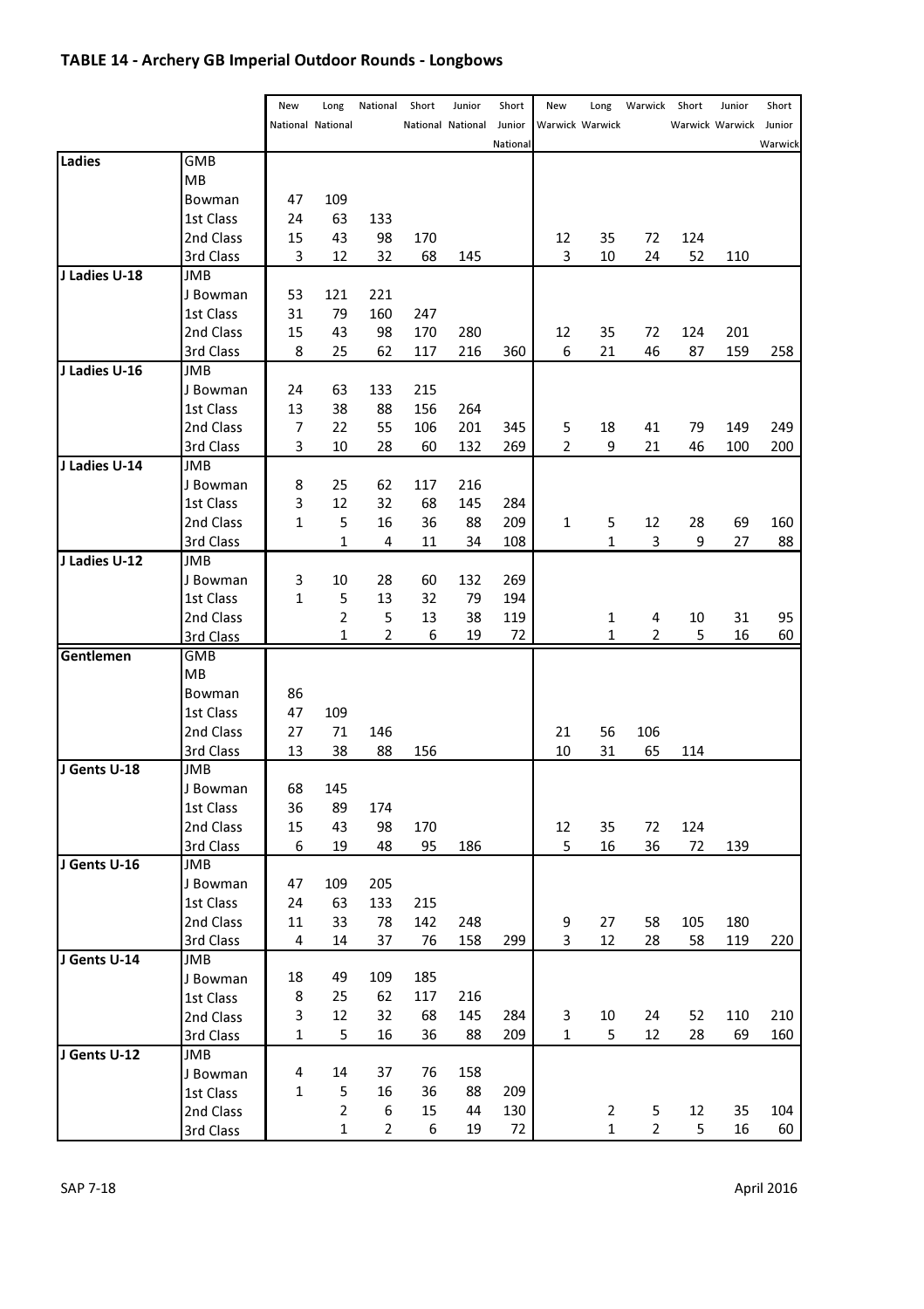## TABLE 14 - Archery GB Imperial Outdoor Rounds - Longbows

| | | New National | Long National | National | Short National | Junior National | Short Junior National | New Warwick | Long Warwick | Warwick | Short Warwick | Junior Warwick | Short Junior Warwick |
|---|---|---|---|---|---|---|---|---|---|---|---|---|---|
| **Ladies** | GMB | | | | | | | | | | | | |
| | MB | | | | | | | | | | | | |
| | Bowman | 47 | 109 | | | | | | | | | | |
| | 1st Class | 24 | 63 | 133 | | | | | | | | | |
| | 2nd Class | 15 | 43 | 98 | 170 | | | 12 | 35 | 72 | 124 | | |
| | 3rd Class | 3 | 12 | 32 | 68 | 145 | | 3 | 10 | 24 | 52 | 110 | |
| **J Ladies U-18** | JMB | | | | | | | | | | | | |
| | J Bowman | 53 | 121 | 221 | | | | | | | | | |
| | 1st Class | 31 | 79 | 160 | 247 | | | | | | | | |
| | 2nd Class | 15 | 43 | 98 | 170 | 280 | | 12 | 35 | 72 | 124 | 201 | |
| | 3rd Class | 8 | 25 | 62 | 117 | 216 | 360 | 6 | 21 | 46 | 87 | 159 | 258 |
| **J Ladies U-16** | JMB | | | | | | | | | | | | |
| | J Bowman | 24 | 63 | 133 | 215 | | | | | | | | |
| | 1st Class | 13 | 38 | 88 | 156 | 264 | | | | | | | |
| | 2nd Class | 7 | 22 | 55 | 106 | 201 | 345 | 5 | 18 | 41 | 79 | 149 | 249 |
| | 3rd Class | 3 | 10 | 28 | 60 | 132 | 269 | 2 | 9 | 21 | 46 | 100 | 200 |
| **J Ladies U-14** | JMB | | | | | | | | | | | | |
| | J Bowman | 8 | 25 | 62 | 117 | 216 | | | | | | | |
| | 1st Class | 3 | 12 | 32 | 68 | 145 | 284 | | | | | | |
| | 2nd Class | 1 | 5 | 16 | 36 | 88 | 209 | 1 | 5 | 12 | 28 | 69 | 160 |
| | 3rd Class | | 1 | 4 | 11 | 34 | 108 | | 1 | 3 | 9 | 27 | 88 |
| **J Ladies U-12** | JMB | | | | | | | | | | | | |
| | J Bowman | 3 | 10 | 28 | 60 | 132 | 269 | | | | | | |
| | 1st Class | 1 | 5 | 13 | 32 | 79 | 194 | | | | | | |
| | 2nd Class | | 2 | 5 | 13 | 38 | 119 | | 1 | 4 | 10 | 31 | 95 |
| | 3rd Class | | 1 | 2 | 6 | 19 | 72 | | 1 | 2 | 5 | 16 | 60 |
| **Gentlemen** | GMB | | | | | | | | | | | | |
| | MB | | | | | | | | | | | | |
| | Bowman | 86 | | | | | | | | | | | |
| | 1st Class | 47 | 109 | | | | | | | | | | |
| | 2nd Class | 27 | 71 | 146 | | | | 21 | 56 | 106 | | | |
| | 3rd Class | 13 | 38 | 88 | 156 | | | 10 | 31 | 65 | 114 | | |
| **J Gents U-18** | JMB | | | | | | | | | | | | |
| | J Bowman | 68 | 145 | | | | | | | | | | |
| | 1st Class | 36 | 89 | 174 | | | | | | | | | |
| | 2nd Class | 15 | 43 | 98 | 170 | | | 12 | 35 | 72 | 124 | | |
| | 3rd Class | 6 | 19 | 48 | 95 | 186 | | 5 | 16 | 36 | 72 | 139 | |
| **J Gents U-16** | JMB | | | | | | | | | | | | |
| | J Bowman | 47 | 109 | 205 | | | | | | | | | |
| | 1st Class | 24 | 63 | 133 | 215 | | | | | | | | |
| | 2nd Class | 11 | 33 | 78 | 142 | 248 | | 9 | 27 | 58 | 105 | 180 | |
| | 3rd Class | 4 | 14 | 37 | 76 | 158 | 299 | 3 | 12 | 28 | 58 | 119 | 220 |
| **J Gents U-14** | JMB | | | | | | | | | | | | |
| | J Bowman | 18 | 49 | 109 | 185 | | | | | | | | |
| | 1st Class | 8 | 25 | 62 | 117 | 216 | | | | | | | |
| | 2nd Class | 3 | 12 | 32 | 68 | 145 | 284 | 3 | 10 | 24 | 52 | 110 | 210 |
| | 3rd Class | 1 | 5 | 16 | 36 | 88 | 209 | 1 | 5 | 12 | 28 | 69 | 160 |
| **J Gents U-12** | JMB | | | | | | | | | | | | |
| | J Bowman | 4 | 14 | 37 | 76 | 158 | | | | | | | |
| | 1st Class | 1 | 5 | 16 | 36 | 88 | 209 | | | | | | |
| | 2nd Class | | 2 | 6 | 15 | 44 | 130 | | 2 | 5 | 12 | 35 | 104 |
| | 3rd Class | | 1 | 2 | 6 | 19 | 72 | | 1 | 2 | 5 | 16 | 60 |

SAP 7-18

April 2016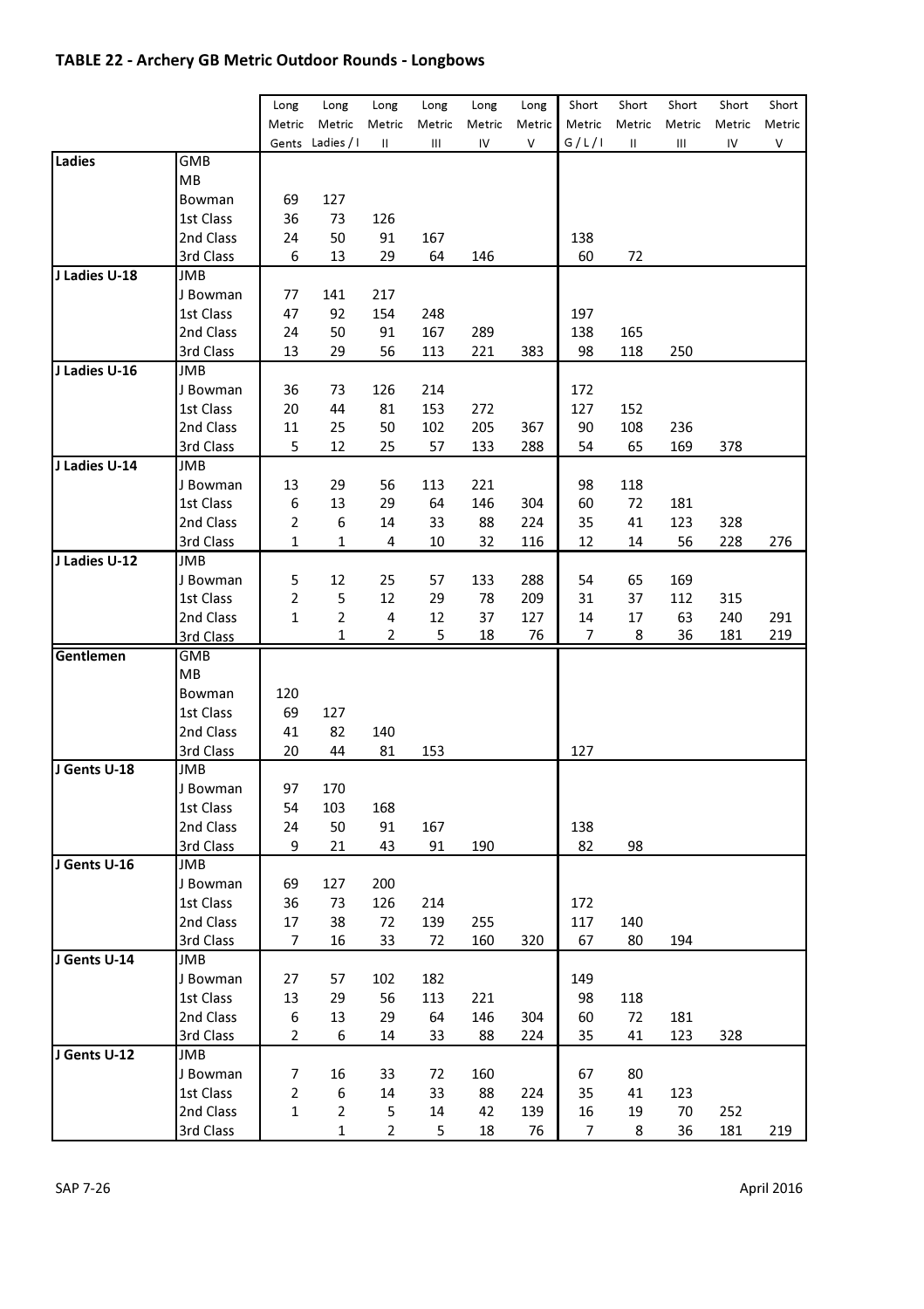## TABLE 22 - Archery GB Metric Outdoor Rounds - Longbows

| | | Long Metric Gents | Long Metric Ladies / I | Long Metric II | Long Metric III | Long Metric IV | Long Metric V | Short Metric G / L / I | Short Metric II | Short Metric III | Short Metric IV | Short Metric V |
|---|---|---|---|---|---|---|---|---|---|---|---|---|
| **Ladies** | GMB | | | | | | | | | | | |
| | MB | | | | | | | | | | | |
| | Bowman | 69 | 127 | | | | | | | | | |
| | 1st Class | 36 | 73 | 126 | | | | | | | | |
| | 2nd Class | 24 | 50 | 91 | 167 | | | 138 | | | | |
| | 3rd Class | 6 | 13 | 29 | 64 | 146 | | 60 | 72 | | | |
| **J Ladies U-18** | JMB | | | | | | | | | | | |
| | J Bowman | 77 | 141 | 217 | | | | | | | | |
| | 1st Class | 47 | 92 | 154 | 248 | | | 197 | | | | |
| | 2nd Class | 24 | 50 | 91 | 167 | 289 | | 138 | 165 | | | |
| | 3rd Class | 13 | 29 | 56 | 113 | 221 | 383 | 98 | 118 | 250 | | |
| **J Ladies U-16** | JMB | | | | | | | | | | | |
| | J Bowman | 36 | 73 | 126 | 214 | | | 172 | | | | |
| | 1st Class | 20 | 44 | 81 | 153 | 272 | | 127 | 152 | | | |
| | 2nd Class | 11 | 25 | 50 | 102 | 205 | 367 | 90 | 108 | 236 | | |
| | 3rd Class | 5 | 12 | 25 | 57 | 133 | 288 | 54 | 65 | 169 | 378 | |
| **J Ladies U-14** | JMB | | | | | | | | | | | |
| | J Bowman | 13 | 29 | 56 | 113 | 221 | | 98 | 118 | | | |
| | 1st Class | 6 | 13 | 29 | 64 | 146 | 304 | 60 | 72 | 181 | | |
| | 2nd Class | 2 | 6 | 14 | 33 | 88 | 224 | 35 | 41 | 123 | 328 | |
| | 3rd Class | 1 | 1 | 4 | 10 | 32 | 116 | 12 | 14 | 56 | 228 | 276 |
| **J Ladies U-12** | JMB | | | | | | | | | | | |
| | J Bowman | 5 | 12 | 25 | 57 | 133 | 288 | 54 | 65 | 169 | | |
| | 1st Class | 2 | 5 | 12 | 29 | 78 | 209 | 31 | 37 | 112 | 315 | |
| | 2nd Class | 1 | 2 | 4 | 12 | 37 | 127 | 14 | 17 | 63 | 240 | 291 |
| | 3rd Class | | 1 | 2 | 5 | 18 | 76 | 7 | 8 | 36 | 181 | 219 |
| **Gentlemen** | GMB | | | | | | | | | | | |
| | MB | | | | | | | | | | | |
| | Bowman | 120 | | | | | | | | | | |
| | 1st Class | 69 | 127 | | | | | | | | | |
| | 2nd Class | 41 | 82 | 140 | | | | | | | | |
| | 3rd Class | 20 | 44 | 81 | 153 | | | 127 | | | | |
| **J Gents U-18** | JMB | | | | | | | | | | | |
| | J Bowman | 97 | 170 | | | | | | | | | |
| | 1st Class | 54 | 103 | 168 | | | | | | | | |
| | 2nd Class | 24 | 50 | 91 | 167 | | | 138 | | | | |
| | 3rd Class | 9 | 21 | 43 | 91 | 190 | | 82 | 98 | | | |
| **J Gents U-16** | JMB | | | | | | | | | | | |
| | J Bowman | 69 | 127 | 200 | | | | | | | | |
| | 1st Class | 36 | 73 | 126 | 214 | | | 172 | | | | |
| | 2nd Class | 17 | 38 | 72 | 139 | 255 | | 117 | 140 | | | |
| | 3rd Class | 7 | 16 | 33 | 72 | 160 | 320 | 67 | 80 | 194 | | |
| **J Gents U-14** | JMB | | | | | | | | | | | |
| | J Bowman | 27 | 57 | 102 | 182 | | | 149 | | | | |
| | 1st Class | 13 | 29 | 56 | 113 | 221 | | 98 | 118 | | | |
| | 2nd Class | 6 | 13 | 29 | 64 | 146 | 304 | 60 | 72 | 181 | | |
| | 3rd Class | 2 | 6 | 14 | 33 | 88 | 224 | 35 | 41 | 123 | 328 | |
| **J Gents U-12** | JMB | | | | | | | | | | | |
| | J Bowman | 7 | 16 | 33 | 72 | 160 | | 67 | 80 | | | |
| | 1st Class | 2 | 6 | 14 | 33 | 88 | 224 | 35 | 41 | 123 | | |
| | 2nd Class | 1 | 2 | 5 | 14 | 42 | 139 | 16 | 19 | 70 | 252 | |
| | 3rd Class | | 1 | 2 | 5 | 18 | 76 | 7 | 8 | 36 | 181 | 219 |

SAP 7-26

April 2016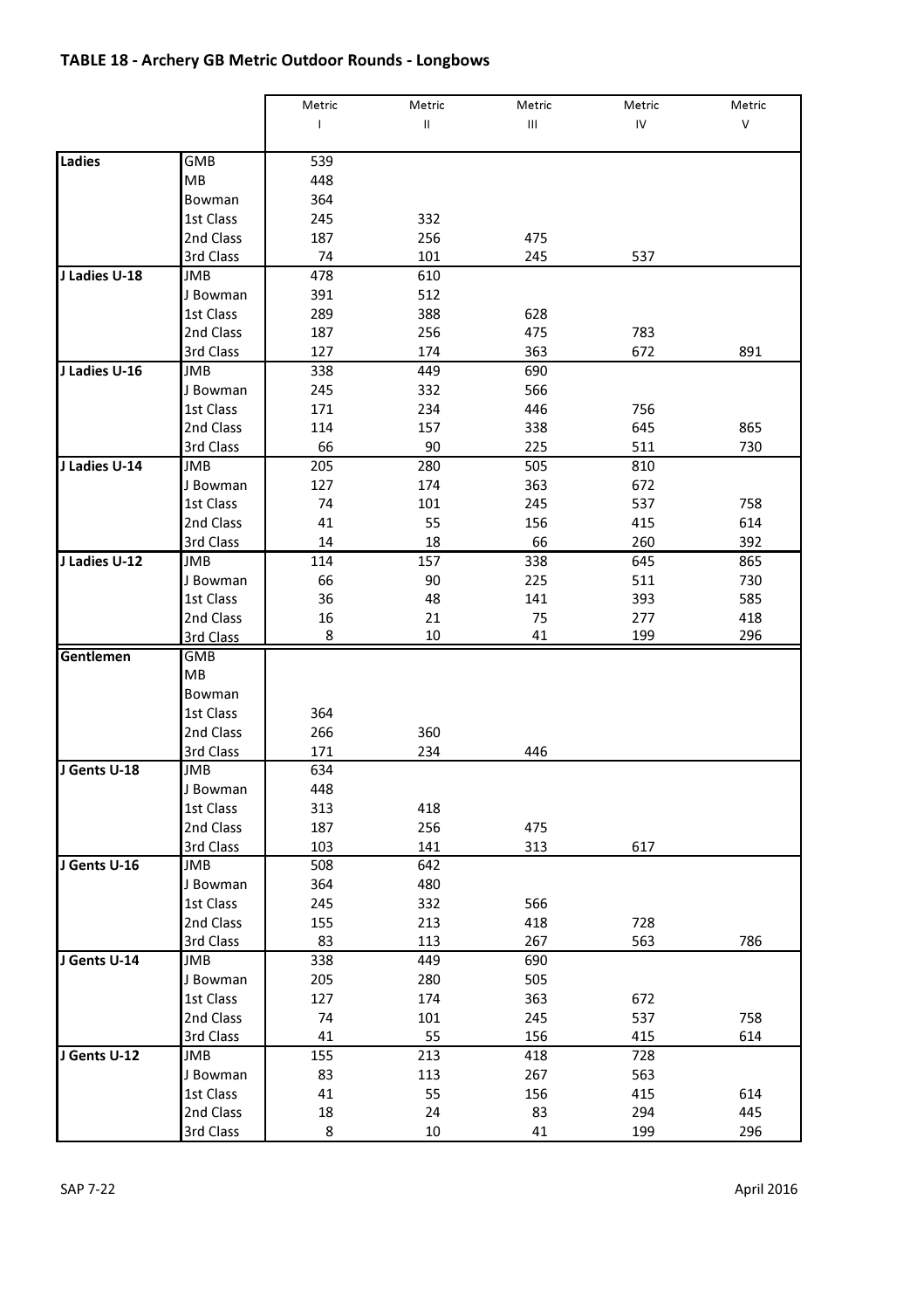## TABLE 18 - Archery GB Metric Outdoor Rounds - Longbows

| | | Metric I | Metric II | Metric III | Metric IV | Metric V |
|---|---|---|---|---|---|---|
| **Ladies** | GMB | 539 | | | | |
| | MB | 448 | | | | |
| | Bowman | 364 | | | | |
| | 1st Class | 245 | 332 | | | |
| | 2nd Class | 187 | 256 | 475 | | |
| | 3rd Class | 74 | 101 | 245 | 537 | |
| **J Ladies U-18** | JMB | 478 | 610 | | | |
| | J Bowman | 391 | 512 | | | |
| | 1st Class | 289 | 388 | 628 | | |
| | 2nd Class | 187 | 256 | 475 | 783 | |
| | 3rd Class | 127 | 174 | 363 | 672 | 891 |
| **J Ladies U-16** | JMB | 338 | 449 | 690 | | |
| | J Bowman | 245 | 332 | 566 | | |
| | 1st Class | 171 | 234 | 446 | 756 | |
| | 2nd Class | 114 | 157 | 338 | 645 | 865 |
| | 3rd Class | 66 | 90 | 225 | 511 | 730 |
| **J Ladies U-14** | JMB | 205 | 280 | 505 | 810 | |
| | J Bowman | 127 | 174 | 363 | 672 | |
| | 1st Class | 74 | 101 | 245 | 537 | 758 |
| | 2nd Class | 41 | 55 | 156 | 415 | 614 |
| | 3rd Class | 14 | 18 | 66 | 260 | 392 |
| **J Ladies U-12** | JMB | 114 | 157 | 338 | 645 | 865 |
| | J Bowman | 66 | 90 | 225 | 511 | 730 |
| | 1st Class | 36 | 48 | 141 | 393 | 585 |
| | 2nd Class | 16 | 21 | 75 | 277 | 418 |
| | 3rd Class | 8 | 10 | 41 | 199 | 296 |
| **Gentlemen** | GMB | | | | | |
| | MB | | | | | |
| | Bowman | | | | | |
| | 1st Class | 364 | | | | |
| | 2nd Class | 266 | 360 | | | |
| | 3rd Class | 171 | 234 | 446 | | |
| **J Gents U-18** | JMB | 634 | | | | |
| | J Bowman | 448 | | | | |
| | 1st Class | 313 | 418 | | | |
| | 2nd Class | 187 | 256 | 475 | | |
| | 3rd Class | 103 | 141 | 313 | 617 | |
| **J Gents U-16** | JMB | 508 | 642 | | | |
| | J Bowman | 364 | 480 | | | |
| | 1st Class | 245 | 332 | 566 | | |
| | 2nd Class | 155 | 213 | 418 | 728 | |
| | 3rd Class | 83 | 113 | 267 | 563 | 786 |
| **J Gents U-14** | JMB | 338 | 449 | 690 | | |
| | J Bowman | 205 | 280 | 505 | | |
| | 1st Class | 127 | 174 | 363 | 672 | |
| | 2nd Class | 74 | 101 | 245 | 537 | 758 |
| | 3rd Class | 41 | 55 | 156 | 415 | 614 |
| **J Gents U-12** | JMB | 155 | 213 | 418 | 728 | |
| | J Bowman | 83 | 113 | 267 | 563 | |
| | 1st Class | 41 | 55 | 156 | 415 | 614 |
| | 2nd Class | 18 | 24 | 83 | 294 | 445 |
| | 3rd Class | 8 | 10 | 41 | 199 | 296 |

SAP 7-22 April 2016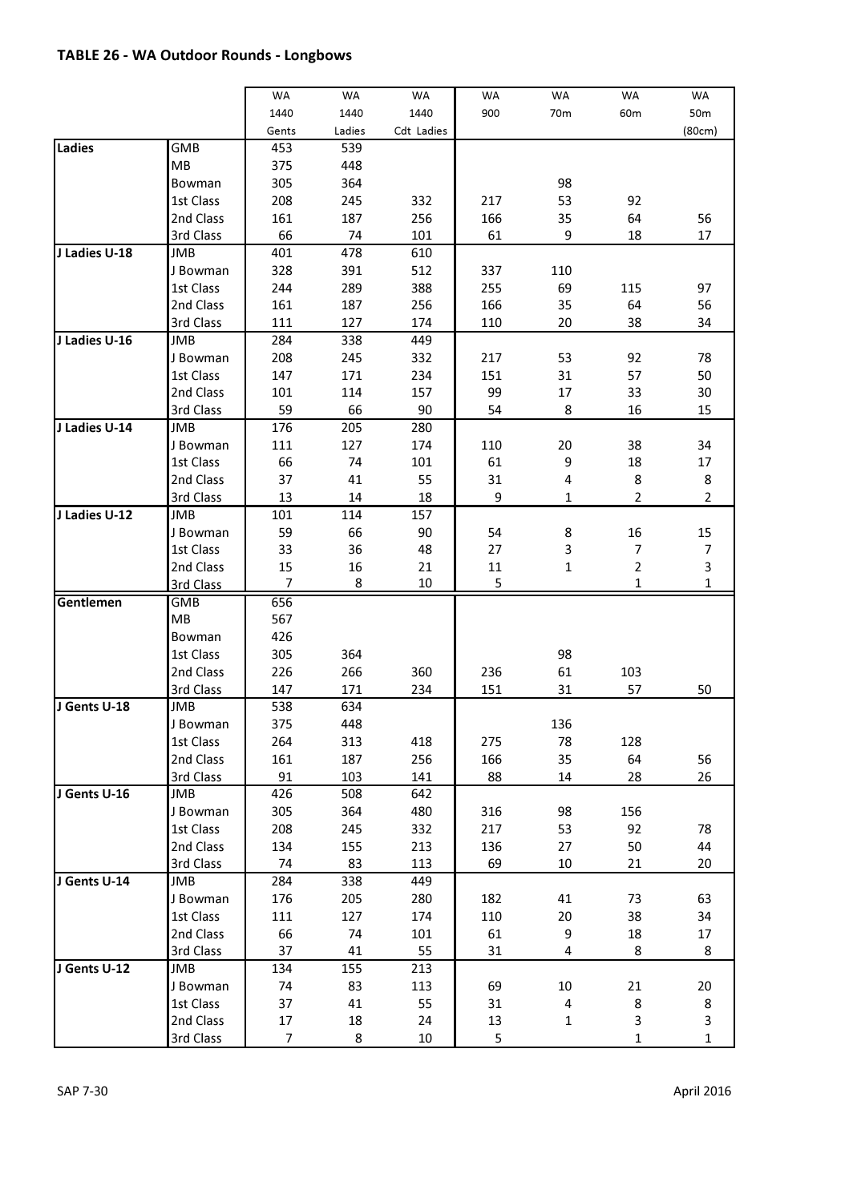## TABLE 26 - WA Outdoor Rounds - Longbows

| | | WA 1440 Gents | WA 1440 Ladies | WA 1440 Cdt Ladies | WA 900 | WA 70m | WA 60m | WA 50m (80cm) |
|---|---|---|---|---|---|---|---|---|
| **Ladies** | GMB | 453 | 539 | | | | | |
| | MB | 375 | 448 | | | | | |
| | Bowman | 305 | 364 | | | 98 | | |
| | 1st Class | 208 | 245 | 332 | 217 | 53 | 92 | |
| | 2nd Class | 161 | 187 | 256 | 166 | 35 | 64 | 56 |
| | 3rd Class | 66 | 74 | 101 | 61 | 9 | 18 | 17 |
| **J Ladies U-18** | JMB | 401 | 478 | 610 | | | | |
| | J Bowman | 328 | 391 | 512 | 337 | 110 | | |
| | 1st Class | 244 | 289 | 388 | 255 | 69 | 115 | 97 |
| | 2nd Class | 161 | 187 | 256 | 166 | 35 | 64 | 56 |
| | 3rd Class | 111 | 127 | 174 | 110 | 20 | 38 | 34 |
| **J Ladies U-16** | JMB | 284 | 338 | 449 | | | | |
| | J Bowman | 208 | 245 | 332 | 217 | 53 | 92 | 78 |
| | 1st Class | 147 | 171 | 234 | 151 | 31 | 57 | 50 |
| | 2nd Class | 101 | 114 | 157 | 99 | 17 | 33 | 30 |
| | 3rd Class | 59 | 66 | 90 | 54 | 8 | 16 | 15 |
| **J Ladies U-14** | JMB | 176 | 205 | 280 | | | | |
| | J Bowman | 111 | 127 | 174 | 110 | 20 | 38 | 34 |
| | 1st Class | 66 | 74 | 101 | 61 | 9 | 18 | 17 |
| | 2nd Class | 37 | 41 | 55 | 31 | 4 | 8 | 8 |
| | 3rd Class | 13 | 14 | 18 | 9 | 1 | 2 | 2 |
| **J Ladies U-12** | JMB | 101 | 114 | 157 | | | | |
| | J Bowman | 59 | 66 | 90 | 54 | 8 | 16 | 15 |
| | 1st Class | 33 | 36 | 48 | 27 | 3 | 7 | 7 |
| | 2nd Class | 15 | 16 | 21 | 11 | 1 | 2 | 3 |
| | 3rd Class | 7 | 8 | 10 | 5 | | 1 | 1 |
| **Gentlemen** | GMB | 656 | | | | | | |
| | MB | 567 | | | | | | |
| | Bowman | 426 | | | | | | |
| | 1st Class | 305 | 364 | | | 98 | | |
| | 2nd Class | 226 | 266 | 360 | 236 | 61 | 103 | |
| | 3rd Class | 147 | 171 | 234 | 151 | 31 | 57 | 50 |
| **J Gents U-18** | JMB | 538 | 634 | | | | | |
| | J Bowman | 375 | 448 | | | 136 | | |
| | 1st Class | 264 | 313 | 418 | 275 | 78 | 128 | |
| | 2nd Class | 161 | 187 | 256 | 166 | 35 | 64 | 56 |
| | 3rd Class | 91 | 103 | 141 | 88 | 14 | 28 | 26 |
| **J Gents U-16** | JMB | 426 | 508 | 642 | | | | |
| | J Bowman | 305 | 364 | 480 | 316 | 98 | 156 | |
| | 1st Class | 208 | 245 | 332 | 217 | 53 | 92 | 78 |
| | 2nd Class | 134 | 155 | 213 | 136 | 27 | 50 | 44 |
| | 3rd Class | 74 | 83 | 113 | 69 | 10 | 21 | 20 |
| **J Gents U-14** | JMB | 284 | 338 | 449 | | | | |
| | J Bowman | 176 | 205 | 280 | 182 | 41 | 73 | 63 |
| | 1st Class | 111 | 127 | 174 | 110 | 20 | 38 | 34 |
| | 2nd Class | 66 | 74 | 101 | 61 | 9 | 18 | 17 |
| | 3rd Class | 37 | 41 | 55 | 31 | 4 | 8 | 8 |
| **J Gents U-12** | JMB | 134 | 155 | 213 | | | | |
| | J Bowman | 74 | 83 | 113 | 69 | 10 | 21 | 20 |
| | 1st Class | 37 | 41 | 55 | 31 | 4 | 8 | 8 |
| | 2nd Class | 17 | 18 | 24 | 13 | 1 | 3 | 3 |
| | 3rd Class | 7 | 8 | 10 | 5 | | 1 | 1 |

SAP 7-30 April 2016